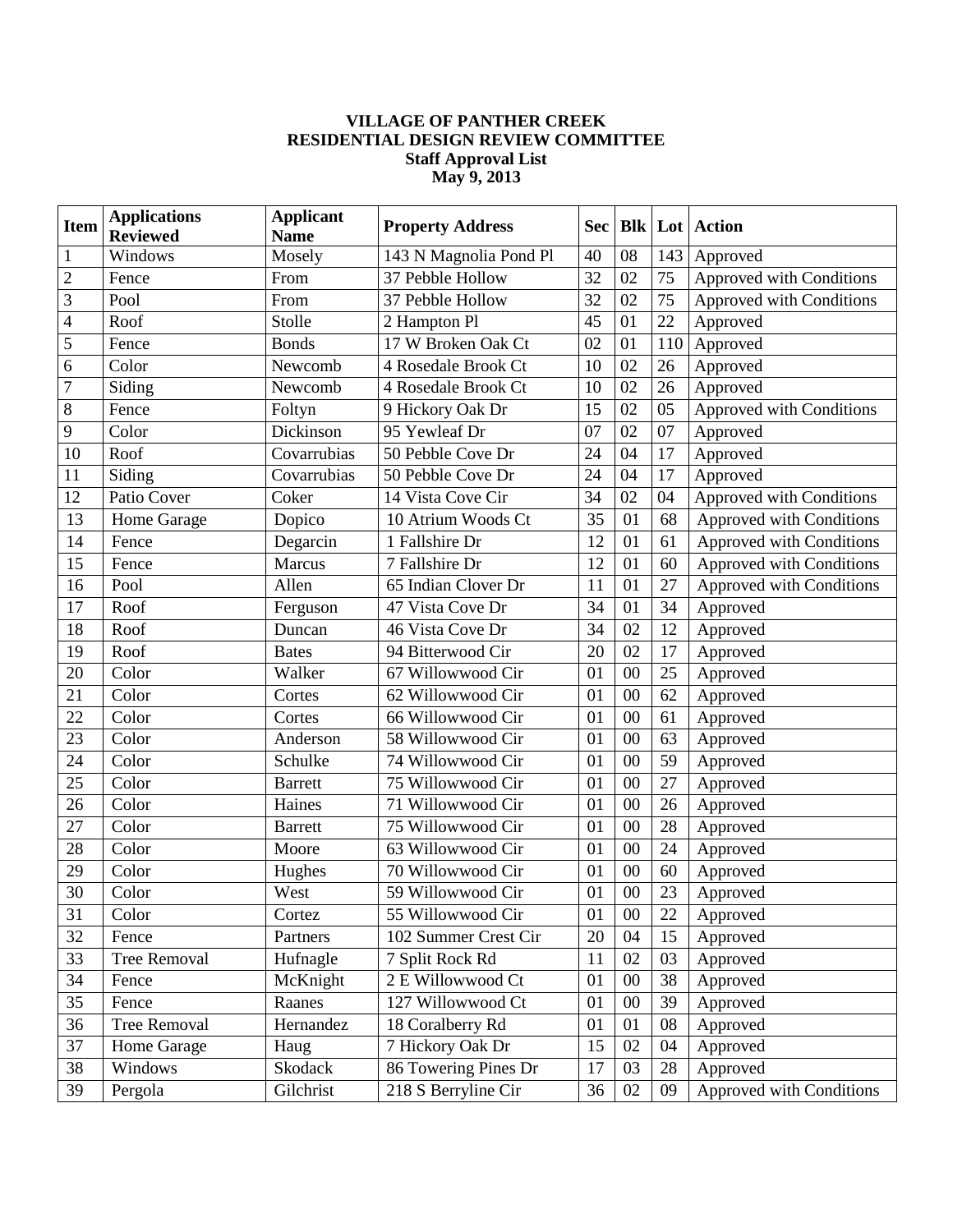**VILLAGE OF PANTHER CREEK**
**RESIDENTIAL DESIGN REVIEW COMMITTEE**
**Staff Approval List**
**May 9, 2013**

| Item | Applications Reviewed | Applicant Name | Property Address | Sec | Blk | Lot | Action |
|---|---|---|---|---|---|---|---|
| 1 | Windows | Mosely | 143 N Magnolia Pond Pl | 40 | 08 | 143 | Approved |
| 2 | Fence | From | 37 Pebble Hollow | 32 | 02 | 75 | Approved with Conditions |
| 3 | Pool | From | 37 Pebble Hollow | 32 | 02 | 75 | Approved with Conditions |
| 4 | Roof | Stolle | 2 Hampton Pl | 45 | 01 | 22 | Approved |
| 5 | Fence | Bonds | 17 W Broken Oak Ct | 02 | 01 | 110 | Approved |
| 6 | Color | Newcomb | 4 Rosedale Brook Ct | 10 | 02 | 26 | Approved |
| 7 | Siding | Newcomb | 4 Rosedale Brook Ct | 10 | 02 | 26 | Approved |
| 8 | Fence | Foltyn | 9 Hickory Oak Dr | 15 | 02 | 05 | Approved with Conditions |
| 9 | Color | Dickinson | 95 Yewleaf Dr | 07 | 02 | 07 | Approved |
| 10 | Roof | Covarrubias | 50 Pebble Cove Dr | 24 | 04 | 17 | Approved |
| 11 | Siding | Covarrubias | 50 Pebble Cove Dr | 24 | 04 | 17 | Approved |
| 12 | Patio Cover | Coker | 14 Vista Cove Cir | 34 | 02 | 04 | Approved with Conditions |
| 13 | Home Garage | Dopico | 10 Atrium Woods Ct | 35 | 01 | 68 | Approved with Conditions |
| 14 | Fence | Degarcin | 1 Fallshire Dr | 12 | 01 | 61 | Approved with Conditions |
| 15 | Fence | Marcus | 7 Fallshire Dr | 12 | 01 | 60 | Approved with Conditions |
| 16 | Pool | Allen | 65 Indian Clover Dr | 11 | 01 | 27 | Approved with Conditions |
| 17 | Roof | Ferguson | 47 Vista Cove Dr | 34 | 01 | 34 | Approved |
| 18 | Roof | Duncan | 46 Vista Cove Dr | 34 | 02 | 12 | Approved |
| 19 | Roof | Bates | 94 Bitterwood Cir | 20 | 02 | 17 | Approved |
| 20 | Color | Walker | 67 Willowwood Cir | 01 | 00 | 25 | Approved |
| 21 | Color | Cortes | 62 Willowwood Cir | 01 | 00 | 62 | Approved |
| 22 | Color | Cortes | 66 Willowwood Cir | 01 | 00 | 61 | Approved |
| 23 | Color | Anderson | 58 Willowwood Cir | 01 | 00 | 63 | Approved |
| 24 | Color | Schulke | 74 Willowwood Cir | 01 | 00 | 59 | Approved |
| 25 | Color | Barrett | 75 Willowwood Cir | 01 | 00 | 27 | Approved |
| 26 | Color | Haines | 71 Willowwood Cir | 01 | 00 | 26 | Approved |
| 27 | Color | Barrett | 75 Willowwood Cir | 01 | 00 | 28 | Approved |
| 28 | Color | Moore | 63 Willowwood Cir | 01 | 00 | 24 | Approved |
| 29 | Color | Hughes | 70 Willowwood Cir | 01 | 00 | 60 | Approved |
| 30 | Color | West | 59 Willowwood Cir | 01 | 00 | 23 | Approved |
| 31 | Color | Cortez | 55 Willowwood Cir | 01 | 00 | 22 | Approved |
| 32 | Fence | Partners | 102 Summer Crest Cir | 20 | 04 | 15 | Approved |
| 33 | Tree Removal | Hufnagle | 7 Split Rock Rd | 11 | 02 | 03 | Approved |
| 34 | Fence | McKnight | 2 E Willowwood Ct | 01 | 00 | 38 | Approved |
| 35 | Fence | Raanes | 127 Willowwood Ct | 01 | 00 | 39 | Approved |
| 36 | Tree Removal | Hernandez | 18 Coralberry Rd | 01 | 01 | 08 | Approved |
| 37 | Home Garage | Haug | 7 Hickory Oak Dr | 15 | 02 | 04 | Approved |
| 38 | Windows | Skodack | 86 Towering Pines Dr | 17 | 03 | 28 | Approved |
| 39 | Pergola | Gilchrist | 218 S Berryline Cir | 36 | 02 | 09 | Approved with Conditions |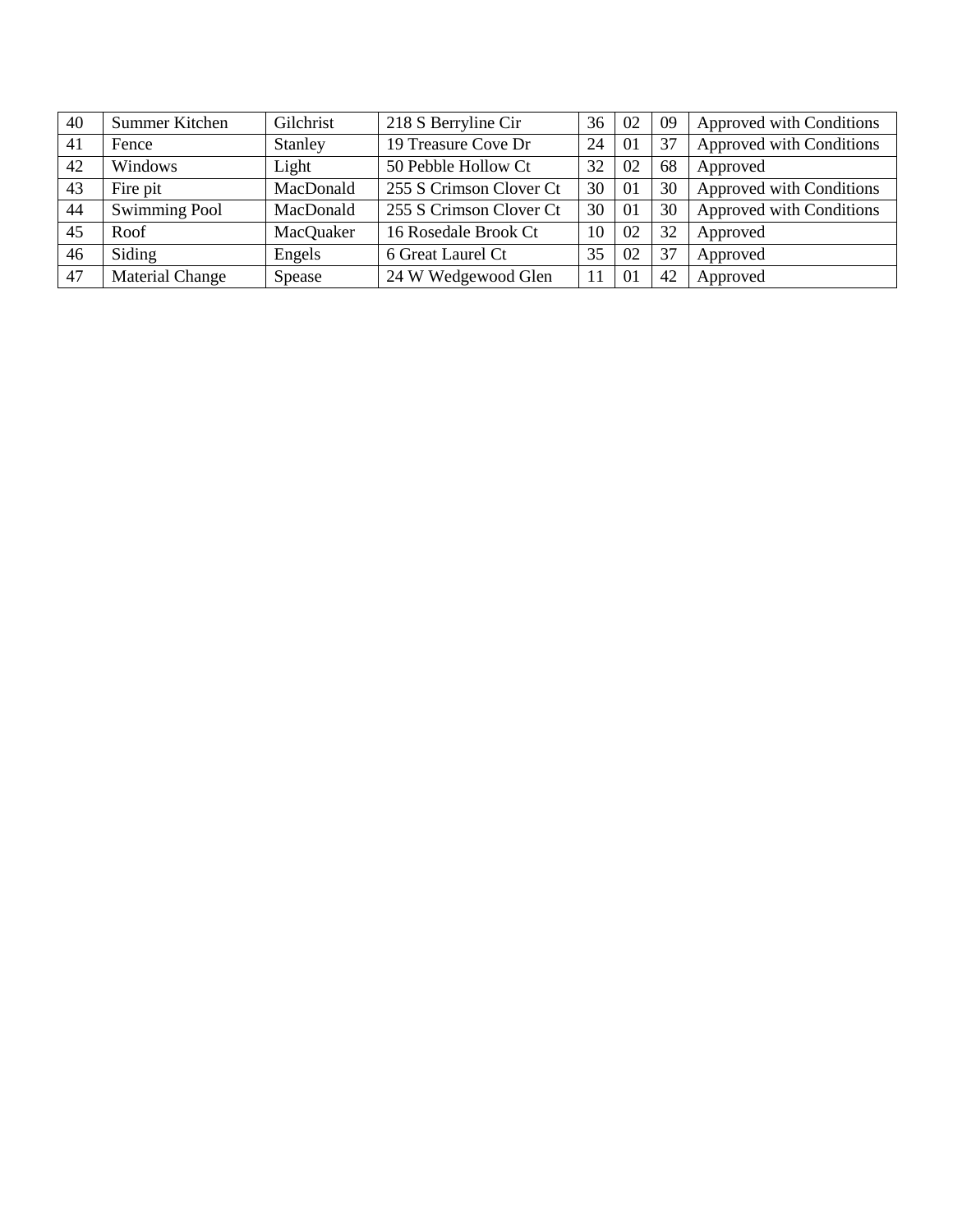| | | | | | | | |
|---|---|---|---|---|---|---|---|
| 40 | Summer Kitchen | Gilchrist | 218 S Berryline Cir | 36 | 02 | 09 | Approved with Conditions |
| 41 | Fence | Stanley | 19 Treasure Cove Dr | 24 | 01 | 37 | Approved with Conditions |
| 42 | Windows | Light | 50 Pebble Hollow Ct | 32 | 02 | 68 | Approved |
| 43 | Fire pit | MacDonald | 255 S Crimson Clover Ct | 30 | 01 | 30 | Approved with Conditions |
| 44 | Swimming Pool | MacDonald | 255 S Crimson Clover Ct | 30 | 01 | 30 | Approved with Conditions |
| 45 | Roof | MacQuaker | 16 Rosedale Brook Ct | 10 | 02 | 32 | Approved |
| 46 | Siding | Engels | 6 Great Laurel Ct | 35 | 02 | 37 | Approved |
| 47 | Material Change | Spease | 24 W Wedgewood Glen | 11 | 01 | 42 | Approved |